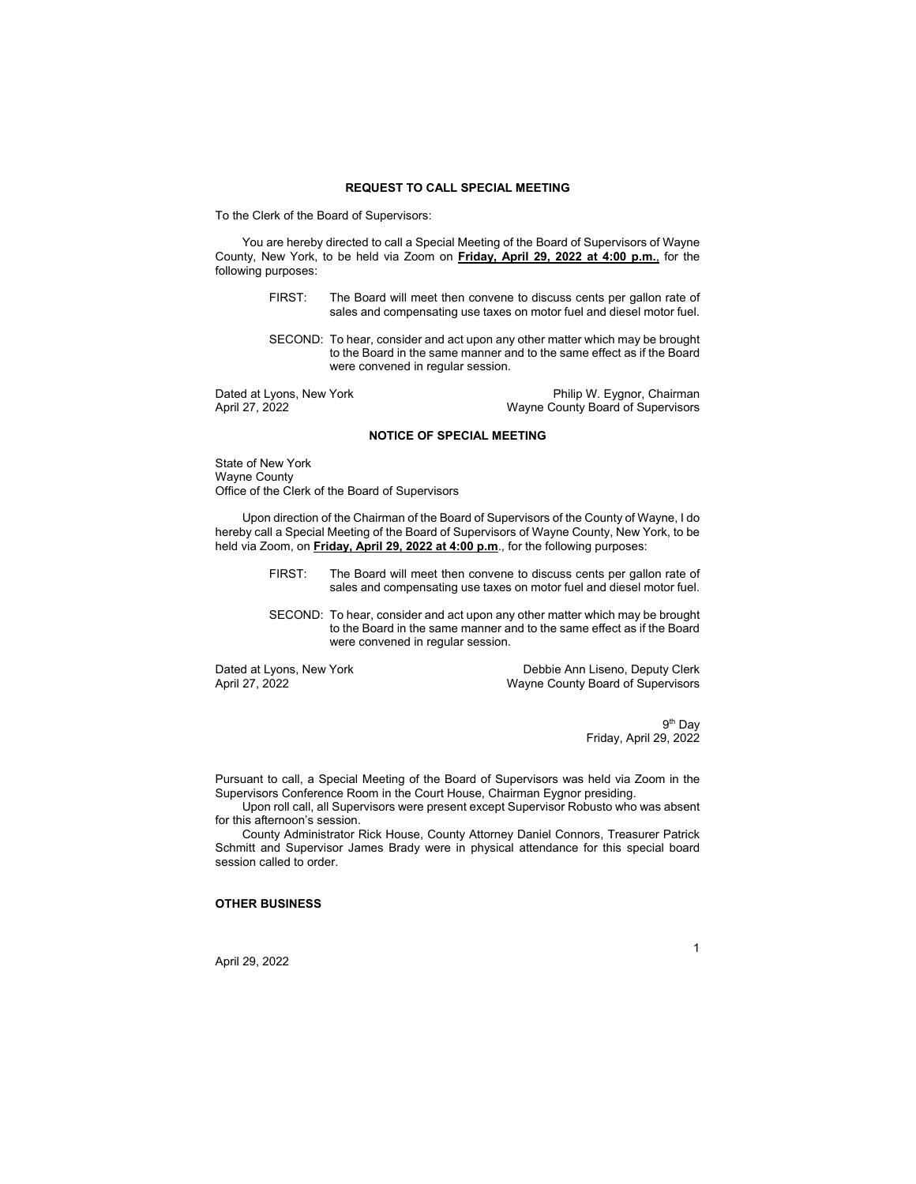**REQUEST TO CALL SPECIAL MEETING**

To the Clerk of the Board of Supervisors:

You are hereby directed to call a Special Meeting of the Board of Supervisors of Wayne County, New York, to be held via Zoom on **Friday, April 29, 2022 at 4:00 p.m.**, for the following purposes:

FIRST: The Board will meet then convene to discuss cents per gallon rate of sales and compensating use taxes on motor fuel and diesel motor fuel.

SECOND: To hear, consider and act upon any other matter which may be brought to the Board in the same manner and to the same effect as if the Board were convened in regular session.

Dated at Lyons, New York
April 27, 2022

Philip W. Eygnor, Chairman
Wayne County Board of Supervisors

**NOTICE OF SPECIAL MEETING**

State of New York
Wayne County
Office of the Clerk of the Board of Supervisors

Upon direction of the Chairman of the Board of Supervisors of the County of Wayne, I do hereby call a Special Meeting of the Board of Supervisors of Wayne County, New York, to be held via Zoom, on **Friday, April 29, 2022 at 4:00 p.m**., for the following purposes:

FIRST: The Board will meet then convene to discuss cents per gallon rate of sales and compensating use taxes on motor fuel and diesel motor fuel.

SECOND: To hear, consider and act upon any other matter which may be brought to the Board in the same manner and to the same effect as if the Board were convened in regular session.

Dated at Lyons, New York
April 27, 2022

Debbie Ann Liseno, Deputy Clerk
Wayne County Board of Supervisors

9th Day
Friday, April 29, 2022

Pursuant to call, a Special Meeting of the Board of Supervisors was held via Zoom in the Supervisors Conference Room in the Court House, Chairman Eygnor presiding.

Upon roll call, all Supervisors were present except Supervisor Robusto who was absent for this afternoon's session.

County Administrator Rick House, County Attorney Daniel Connors, Treasurer Patrick Schmitt and Supervisor James Brady were in physical attendance for this special board session called to order.

**OTHER BUSINESS**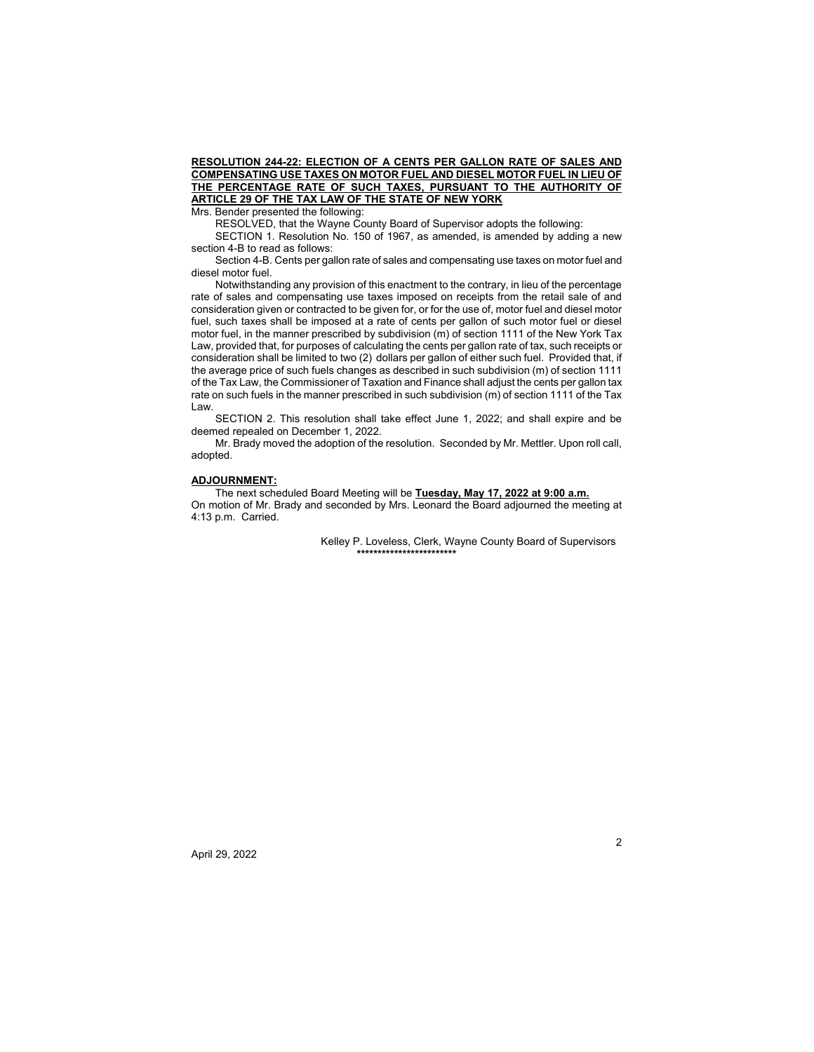**RESOLUTION 244-22: ELECTION OF A CENTS PER GALLON RATE OF SALES AND COMPENSATING USE TAXES ON MOTOR FUEL AND DIESEL MOTOR FUEL IN LIEU OF THE PERCENTAGE RATE OF SUCH TAXES, PURSUANT TO THE AUTHORITY OF ARTICLE 29 OF THE TAX LAW OF THE STATE OF NEW YORK**

Mrs. Bender presented the following:

RESOLVED, that the Wayne County Board of Supervisor adopts the following:

SECTION 1. Resolution No. 150 of 1967, as amended, is amended by adding a new section 4-B to read as follows:

Section 4-B. Cents per gallon rate of sales and compensating use taxes on motor fuel and diesel motor fuel.

Notwithstanding any provision of this enactment to the contrary, in lieu of the percentage rate of sales and compensating use taxes imposed on receipts from the retail sale of and consideration given or contracted to be given for, or for the use of, motor fuel and diesel motor fuel, such taxes shall be imposed at a rate of cents per gallon of such motor fuel or diesel motor fuel, in the manner prescribed by subdivision (m) of section 1111 of the New York Tax Law, provided that, for purposes of calculating the cents per gallon rate of tax, such receipts or consideration shall be limited to two (2) dollars per gallon of either such fuel. Provided that, if the average price of such fuels changes as described in such subdivision (m) of section 1111 of the Tax Law, the Commissioner of Taxation and Finance shall adjust the cents per gallon tax rate on such fuels in the manner prescribed in such subdivision (m) of section 1111 of the Tax Law.

SECTION 2. This resolution shall take effect June 1, 2022; and shall expire and be deemed repealed on December 1, 2022.

Mr. Brady moved the adoption of the resolution. Seconded by Mr. Mettler. Upon roll call, adopted.

**ADJOURNMENT:**

The next scheduled Board Meeting will be **Tuesday, May 17, 2022 at 9:00 a.m.**
On motion of Mr. Brady and seconded by Mrs. Leonard the Board adjourned the meeting at 4:13 p.m. Carried.

Kelley P. Loveless, Clerk, Wayne County Board of Supervisors

***********************

April 29, 2022